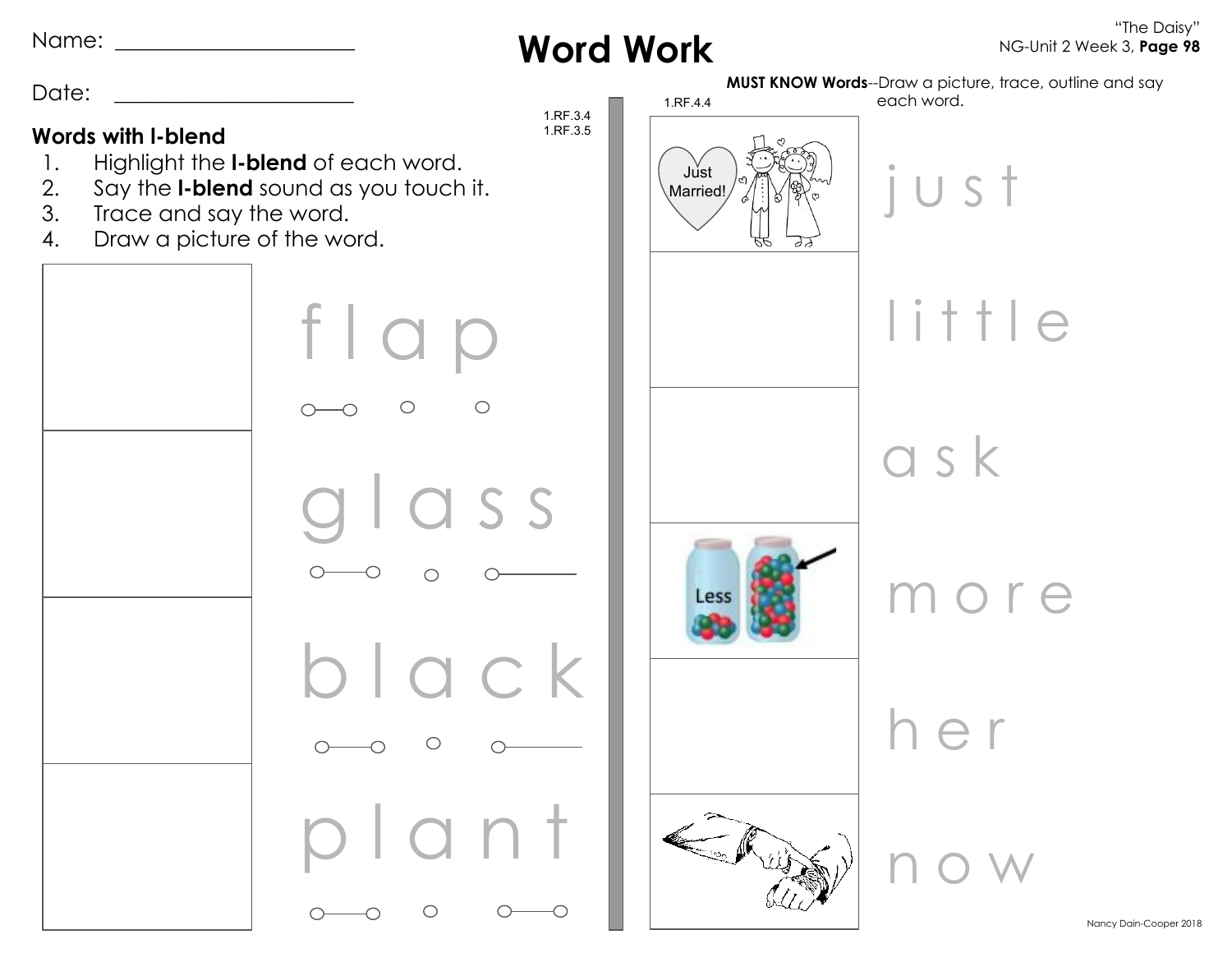Name: ______________________

Date: ______________________

# Word Work

"The Daisy"
NG-Unit 2 Week 3, **Page 98**

## Words with l-blend

1.RF.3.4
1.RF.3.5

1. Highlight the **l-blend** of each word.
2. Say the **l-blend** sound as you touch it.
3. Trace and say the word.
4. Draw a picture of the word.

flap

glass

black

plant

## MUST KNOW Words

**MUST KNOW Words**--Draw a picture, trace, outline and say each word.

1.RF.4.4

Just Married!

just

little

ask

Less

more

her

now

Nancy Dain-Cooper 2018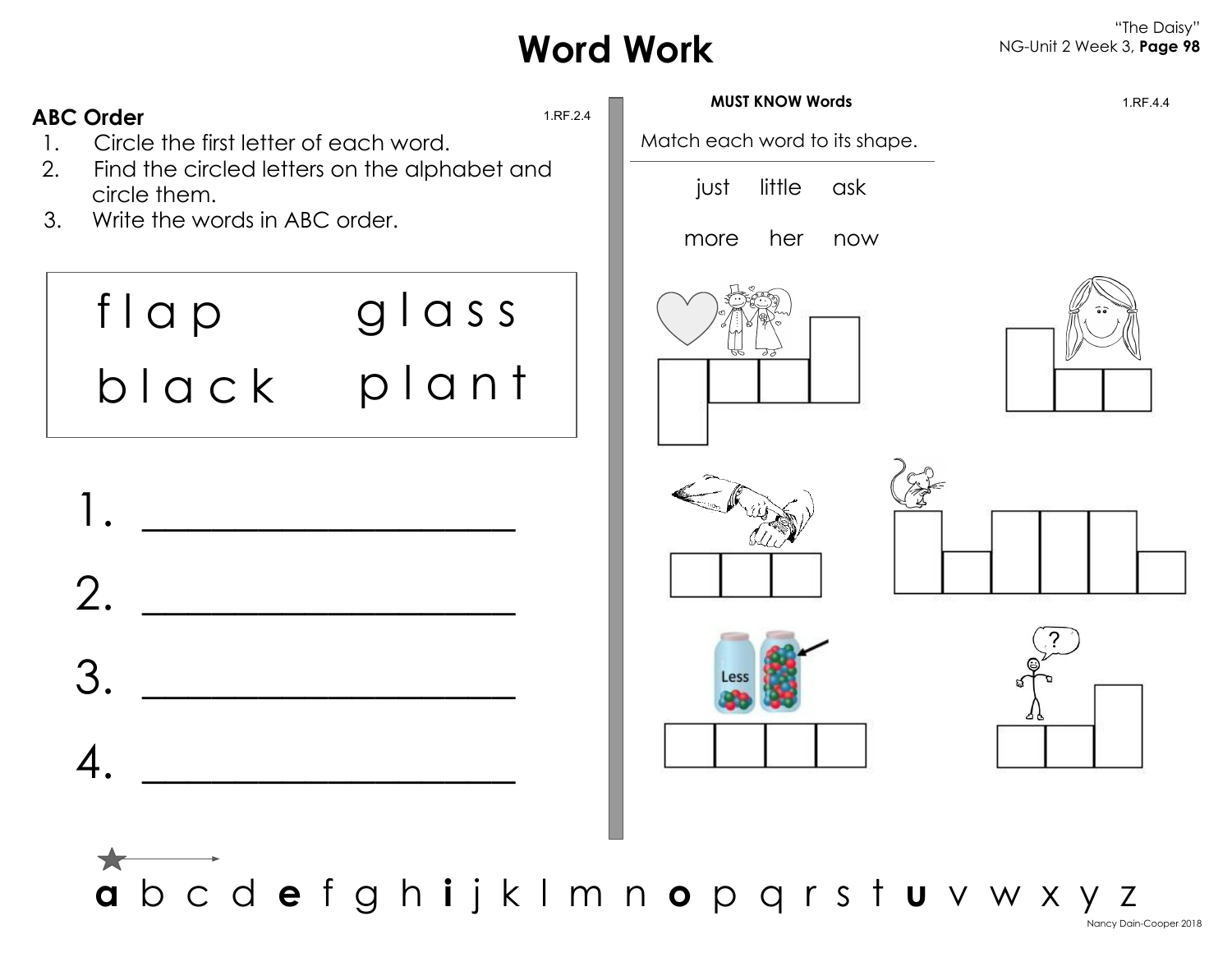# Word Work

"The Daisy"
NG-Unit 2 Week 3, **Page 98**

## ABC Order

1.RF.2.4

1. Circle the first letter of each word.
2. Find the circled letters on the alphabet and circle them.
3. Write the words in ABC order.

| flap | glass |
|---|---|
| black | plant |

1. ________________
2. ________________
3. ________________
4. ________________

**a** b c d **e** f g h **i** j k l m n **o** p q r s t **u** v w x y z

## MUST KNOW Words

1.RF.4.4

Match each word to its shape.

just little ask

more her now

Nancy Dain-Cooper 2018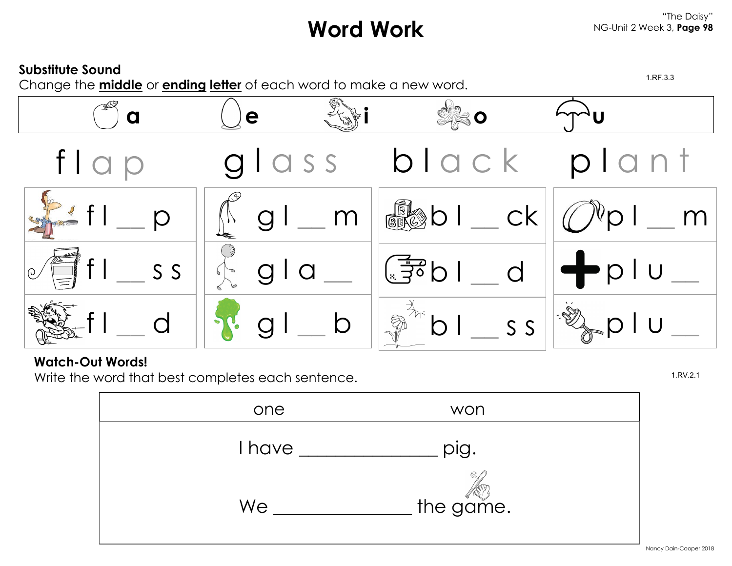# Word Work

"The Daisy"
NG-Unit 2 Week 3, **Page 98**

### Substitute Sound

1.RF.3.3

Change the **middle** or **ending letter** of each word to make a new word.

| a | e | i | o | u |
|---|---|---|---|---|

| flap | glass | black | plant |
|---|---|---|---|
| f l __ p | g l __ m | b l __ ck | p l __ m |
| f l __ s s | g l a __ | b l __ d | p l u __ |
| f l __ d | g l __ b | b l __ s s | p l u __ |

### Watch-Out Words!

1.RV.2.1

Write the word that best completes each sentence.

| one | won |
|---|---|

I have ______________ pig.

We ______________ the game.

Nancy Dain-Cooper 2018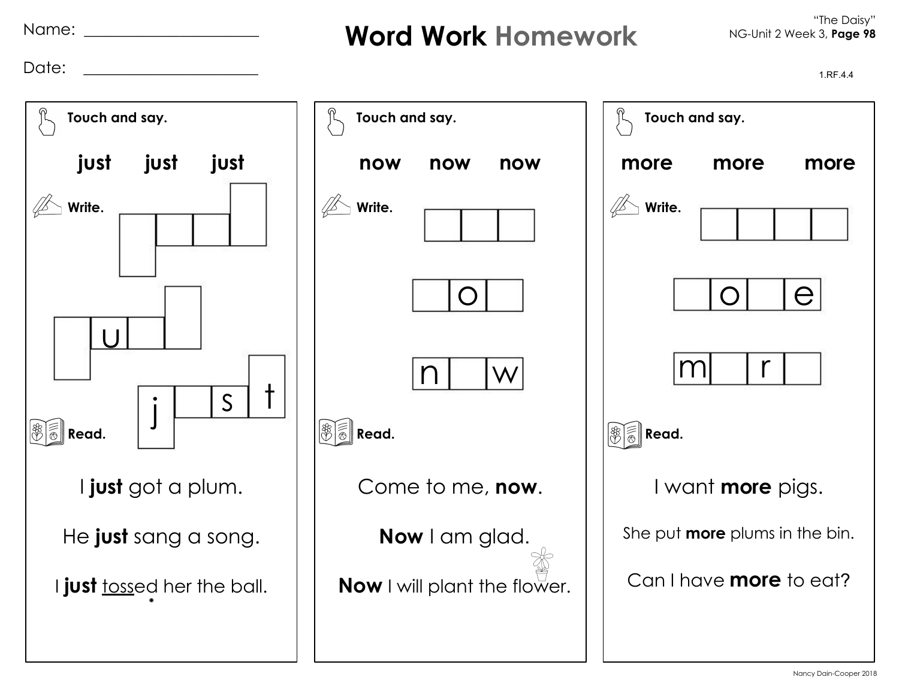Name: ______________________

Date: ______________________

# Word Work Homework

"The Daisy"
NG-Unit 2 Week 3, **Page 98**

1.RF.4.4

## Touch and say.

**just** **just** **just**

**Write.**

| | | | |
|---|---|---|---|
| | | | |
| | u | | |
| j | | s | t |

**Read.**

I **just** got a plum.

He **just** sang a song.

I **just** tossed her the ball.

## Touch and say.

**now** **now** **now**

**Write.**

| | | |
|---|---|---|
| | | |
| | o | |
| n | | w |

**Read.**

Come to me, **now**.

**Now** I am glad.

**Now** I will plant the flower.

## Touch and say.

**more** **more** **more**

**Write.**

| | | | |
|---|---|---|---|
| | | | |
| | o | | e |
| m | | r | |

**Read.**

I want **more** pigs.

She put **more** plums in the bin.

Can I have **more** to eat?

Nancy Dain-Cooper 2018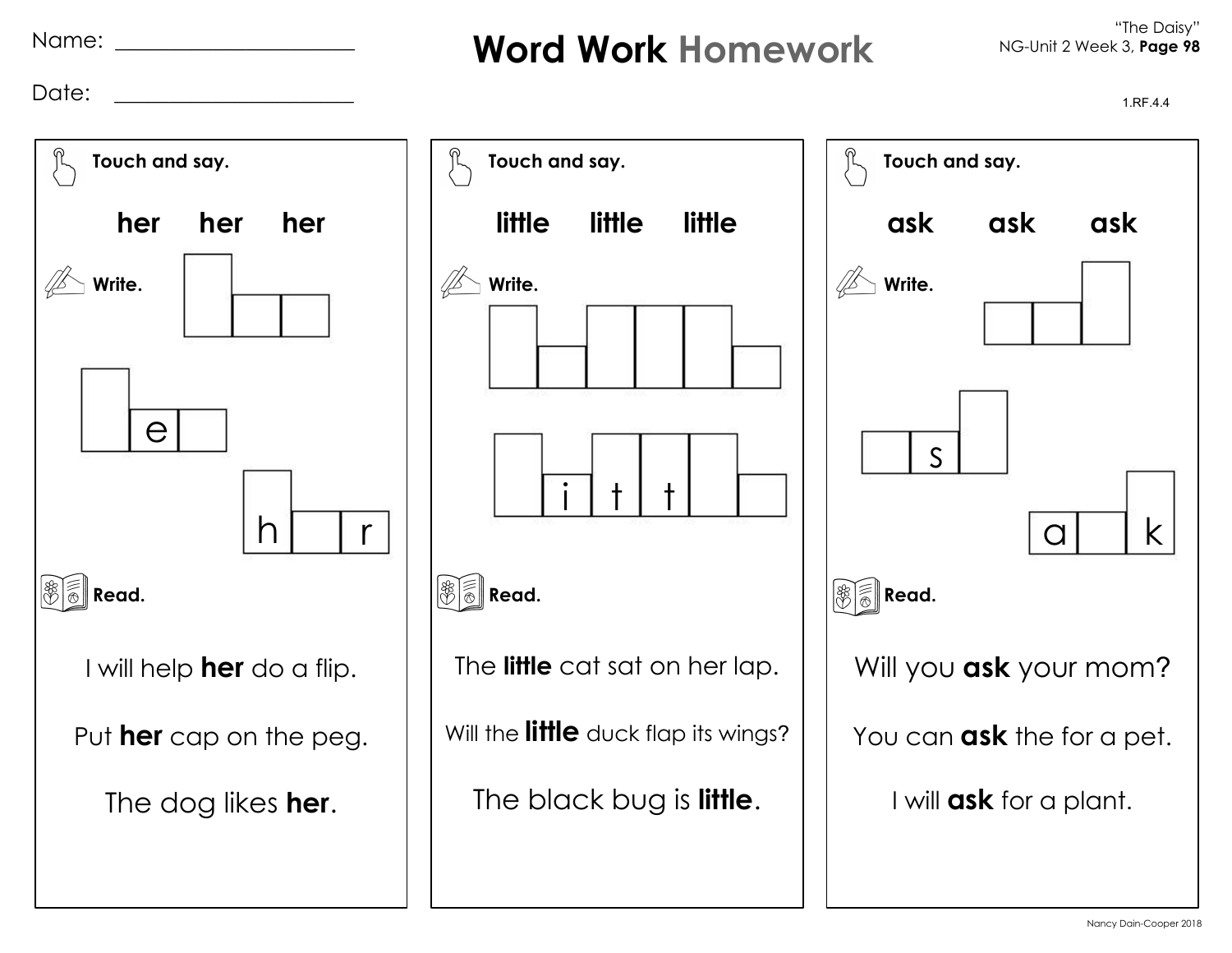Name: ______________________

Date: ______________________

# Word Work Homework

"The Daisy"
NG-Unit 2 Week 3, **Page 98**

1.RF.4.4

**Touch and say.**

**her** **her** **her**

**Write.**

_ _ _

_ e _

h _ r

**Read.**

I will help **her** do a flip.

Put **her** cap on the peg.

The dog likes **her**.

**Touch and say.**

**little** **little** **little**

**Write.**

_ _ _ _ _ _

_ i t t _ _

**Read.**

The **little** cat sat on her lap.

Will the **little** duck flap its wings?

The black bug is **little**.

**Touch and say.**

**ask** **ask** **ask**

**Write.**

_ _ _

_ s _

a _ k

**Read.**

Will you **ask** your mom?

You can **ask** the for a pet.

I will **ask** for a plant.

Nancy Dain-Cooper 2018